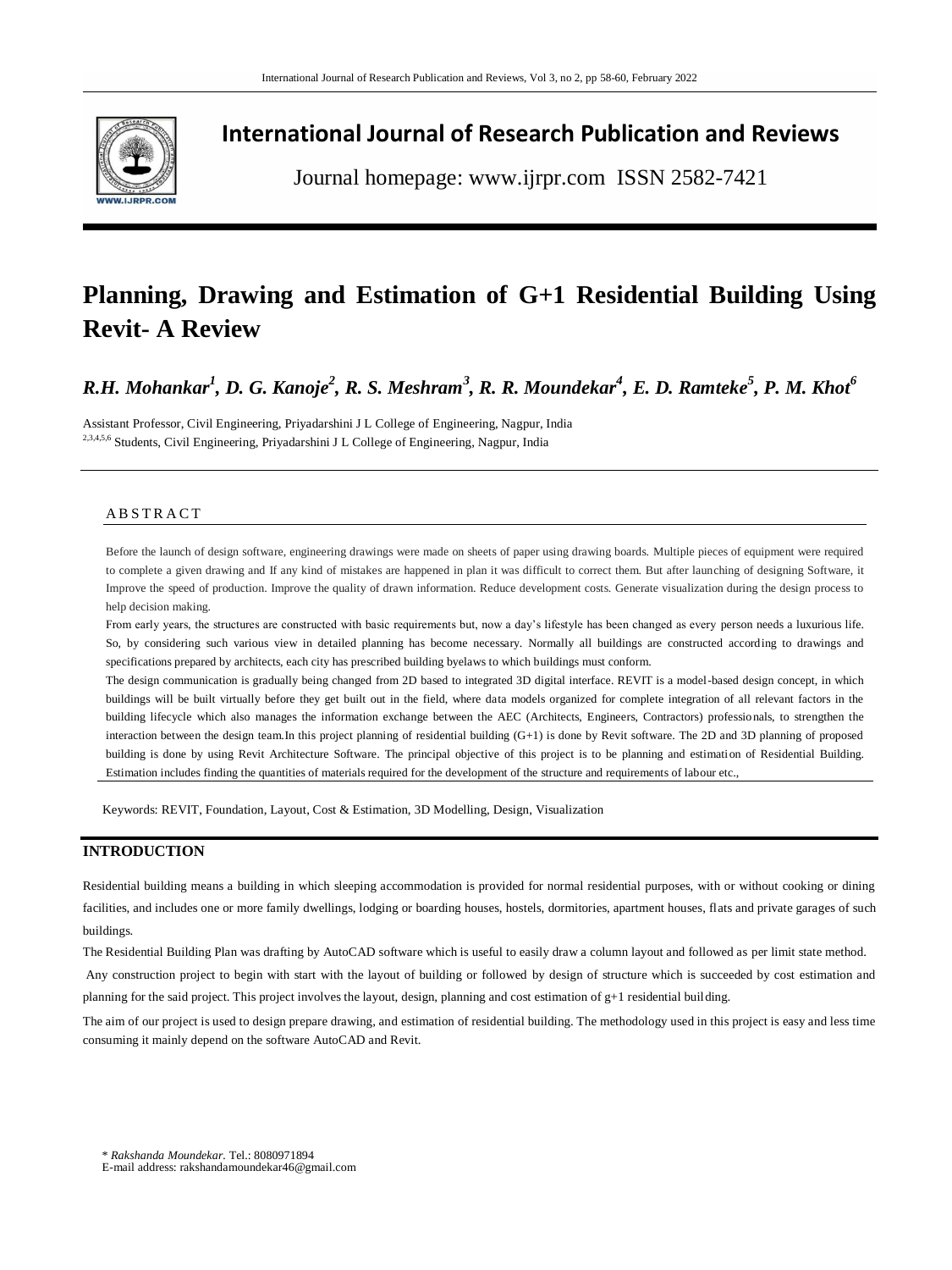# International Journal of Research Publication and Reviews

Journal homepage: www.ijrpr.com ISSN 2582-7421

# Planning, Drawing and Estimation of G+1 Residential Building Using Revit- A Review

***R.H. Mohankar[1], D. G. Kanoje[2], R. S. Meshram[3], R. R. Moundekar[4], E. D. Ramteke[5], P. M. Khot[6]***

Assistant Professor, Civil Engineering, Priyadarshini J L College of Engineering, Nagpur, India
[2,3,4,5,6] Students, Civil Engineering, Priyadarshini J L College of Engineering, Nagpur, India

## ABSTRACT

Before the launch of design software, engineering drawings were made on sheets of paper using drawing boards. Multiple pieces of equipment were required to complete a given drawing and If any kind of mistakes are happened in plan it was difficult to correct them. But after launching of designing Software, it Improve the speed of production. Improve the quality of drawn information. Reduce development costs. Generate visualization during the design process to help decision making.

From early years, the structures are constructed with basic requirements but, now a day's lifestyle has been changed as every person needs a luxurious life. So, by considering such various view in detailed planning has become necessary. Normally all buildings are constructed according to drawings and specifications prepared by architects, each city has prescribed building byelaws to which buildings must conform.

The design communication is gradually being changed from 2D based to integrated 3D digital interface. REVIT is a model-based design concept, in which buildings will be built virtually before they get built out in the field, where data models organized for complete integration of all relevant factors in the building lifecycle which also manages the information exchange between the AEC (Architects, Engineers, Contractors) professionals, to strengthen the interaction between the design team.In this project planning of residential building (G+1) is done by Revit software. The 2D and 3D planning of proposed building is done by using Revit Architecture Software. The principal objective of this project is to be planning and estimation of Residential Building. Estimation includes finding the quantities of materials required for the development of the structure and requirements of labour etc.,

Keywords: REVIT, Foundation, Layout, Cost & Estimation, 3D Modelling, Design, Visualization

## INTRODUCTION

Residential building means a building in which sleeping accommodation is provided for normal residential purposes, with or without cooking or dining facilities, and includes one or more family dwellings, lodging or boarding houses, hostels, dormitories, apartment houses, flats and private garages of such buildings.

The Residential Building Plan was drafting by AutoCAD software which is useful to easily draw a column layout and followed as per limit state method.

Any construction project to begin with start with the layout of building or followed by design of structure which is succeeded by cost estimation and planning for the said project. This project involves the layout, design, planning and cost estimation of g+1 residential building.

The aim of our project is used to design prepare drawing, and estimation of residential building. The methodology used in this project is easy and less time consuming it mainly depend on the software AutoCAD and Revit.

\* *Rakshanda Moundekar.* Tel.: 8080971894
E-mail address: rakshandamoundekar46@gmail.com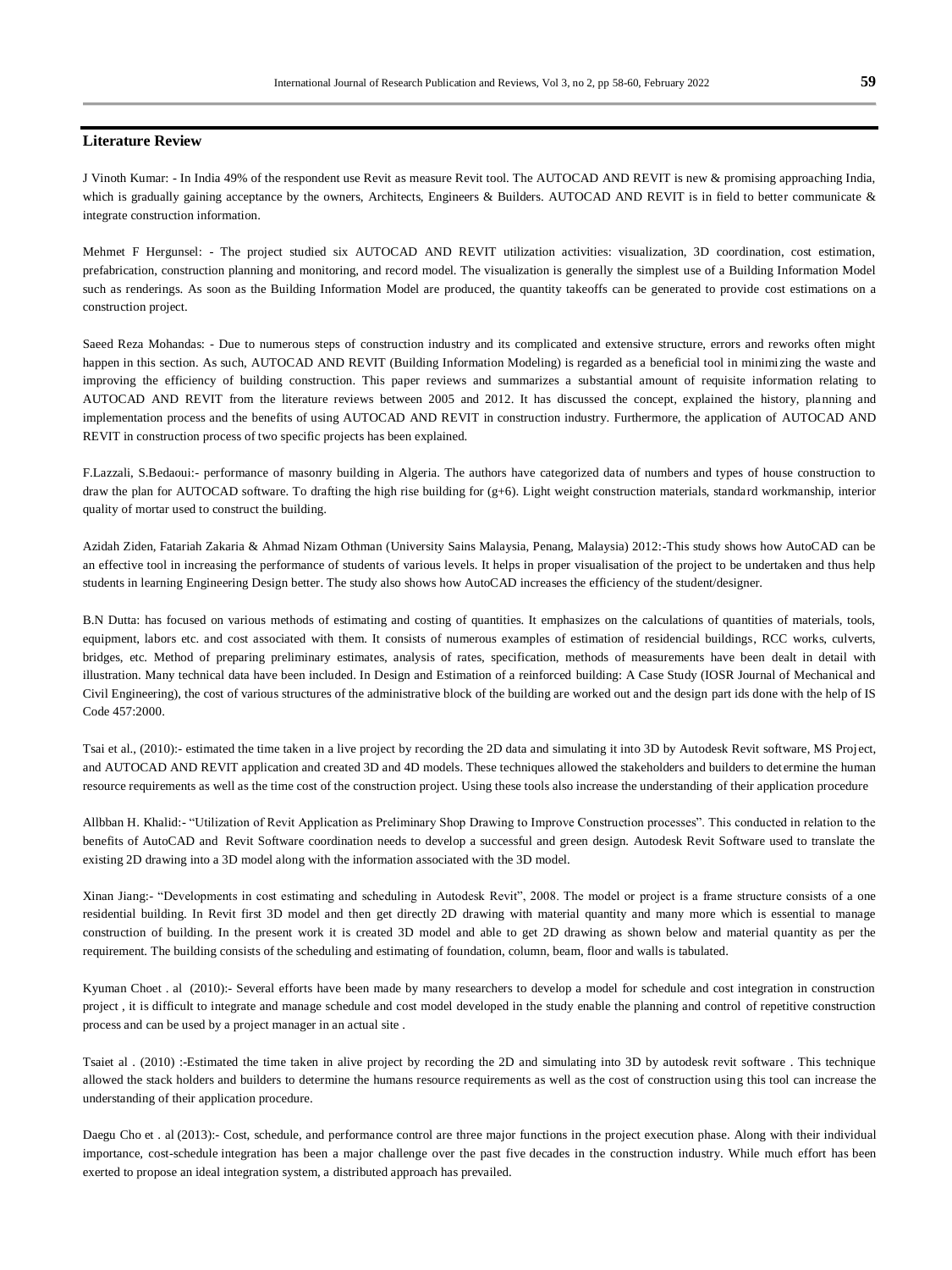## Literature Review

J Vinoth Kumar: - In India 49% of the respondent use Revit as measure Revit tool. The AUTOCAD AND REVIT is new & promising approaching India, which is gradually gaining acceptance by the owners, Architects, Engineers & Builders. AUTOCAD AND REVIT is in field to better communicate & integrate construction information.

Mehmet F Hergunsel: - The project studied six AUTOCAD AND REVIT utilization activities: visualization, 3D coordination, cost estimation, prefabrication, construction planning and monitoring, and record model. The visualization is generally the simplest use of a Building Information Model such as renderings. As soon as the Building Information Model are produced, the quantity takeoffs can be generated to provide cost estimations on a construction project.

Saeed Reza Mohandas: - Due to numerous steps of construction industry and its complicated and extensive structure, errors and reworks often might happen in this section. As such, AUTOCAD AND REVIT (Building Information Modeling) is regarded as a beneficial tool in minimizing the waste and improving the efficiency of building construction. This paper reviews and summarizes a substantial amount of requisite information relating to AUTOCAD AND REVIT from the literature reviews between 2005 and 2012. It has discussed the concept, explained the history, planning and implementation process and the benefits of using AUTOCAD AND REVIT in construction industry. Furthermore, the application of AUTOCAD AND REVIT in construction process of two specific projects has been explained.

F.Lazzali, S.Bedaoui:- performance of masonry building in Algeria. The authors have categorized data of numbers and types of house construction to draw the plan for AUTOCAD software. To drafting the high rise building for (g+6). Light weight construction materials, standard workmanship, interior quality of mortar used to construct the building.

Azidah Ziden, Fatariah Zakaria & Ahmad Nizam Othman (University Sains Malaysia, Penang, Malaysia) 2012:-This study shows how AutoCAD can be an effective tool in increasing the performance of students of various levels. It helps in proper visualisation of the project to be undertaken and thus help students in learning Engineering Design better. The study also shows how AutoCAD increases the efficiency of the student/designer.

B.N Dutta: has focused on various methods of estimating and costing of quantities. It emphasizes on the calculations of quantities of materials, tools, equipment, labors etc. and cost associated with them. It consists of numerous examples of estimation of residencial buildings, RCC works, culverts, bridges, etc. Method of preparing preliminary estimates, analysis of rates, specification, methods of measurements have been dealt in detail with illustration. Many technical data have been included. In Design and Estimation of a reinforced building: A Case Study (IOSR Journal of Mechanical and Civil Engineering), the cost of various structures of the administrative block of the building are worked out and the design part ids done with the help of IS Code 457:2000.

Tsai et al., (2010):- estimated the time taken in a live project by recording the 2D data and simulating it into 3D by Autodesk Revit software, MS Project, and AUTOCAD AND REVIT application and created 3D and 4D models. These techniques allowed the stakeholders and builders to determine the human resource requirements as well as the time cost of the construction project. Using these tools also increase the understanding of their application procedure

Allbban H. Khalid:- "Utilization of Revit Application as Preliminary Shop Drawing to Improve Construction processes". This conducted in relation to the benefits of AutoCAD and Revit Software coordination needs to develop a successful and green design. Autodesk Revit Software used to translate the existing 2D drawing into a 3D model along with the information associated with the 3D model.

Xinan Jiang:- "Developments in cost estimating and scheduling in Autodesk Revit", 2008. The model or project is a frame structure consists of a one residential building. In Revit first 3D model and then get directly 2D drawing with material quantity and many more which is essential to manage construction of building. In the present work it is created 3D model and able to get 2D drawing as shown below and material quantity as per the requirement. The building consists of the scheduling and estimating of foundation, column, beam, floor and walls is tabulated.

Kyuman Choet . al (2010):- Several efforts have been made by many researchers to develop a model for schedule and cost integration in construction project , it is difficult to integrate and manage schedule and cost model developed in the study enable the planning and control of repetitive construction process and can be used by a project manager in an actual site .

Tsaiet al . (2010) :-Estimated the time taken in alive project by recording the 2D and simulating into 3D by autodesk revit software . This technique allowed the stack holders and builders to determine the humans resource requirements as well as the cost of construction using this tool can increase the understanding of their application procedure.

Daegu Cho et . al (2013):- Cost, schedule, and performance control are three major functions in the project execution phase. Along with their individual importance, cost-schedule integration has been a major challenge over the past five decades in the construction industry. While much effort has been exerted to propose an ideal integration system, a distributed approach has prevailed.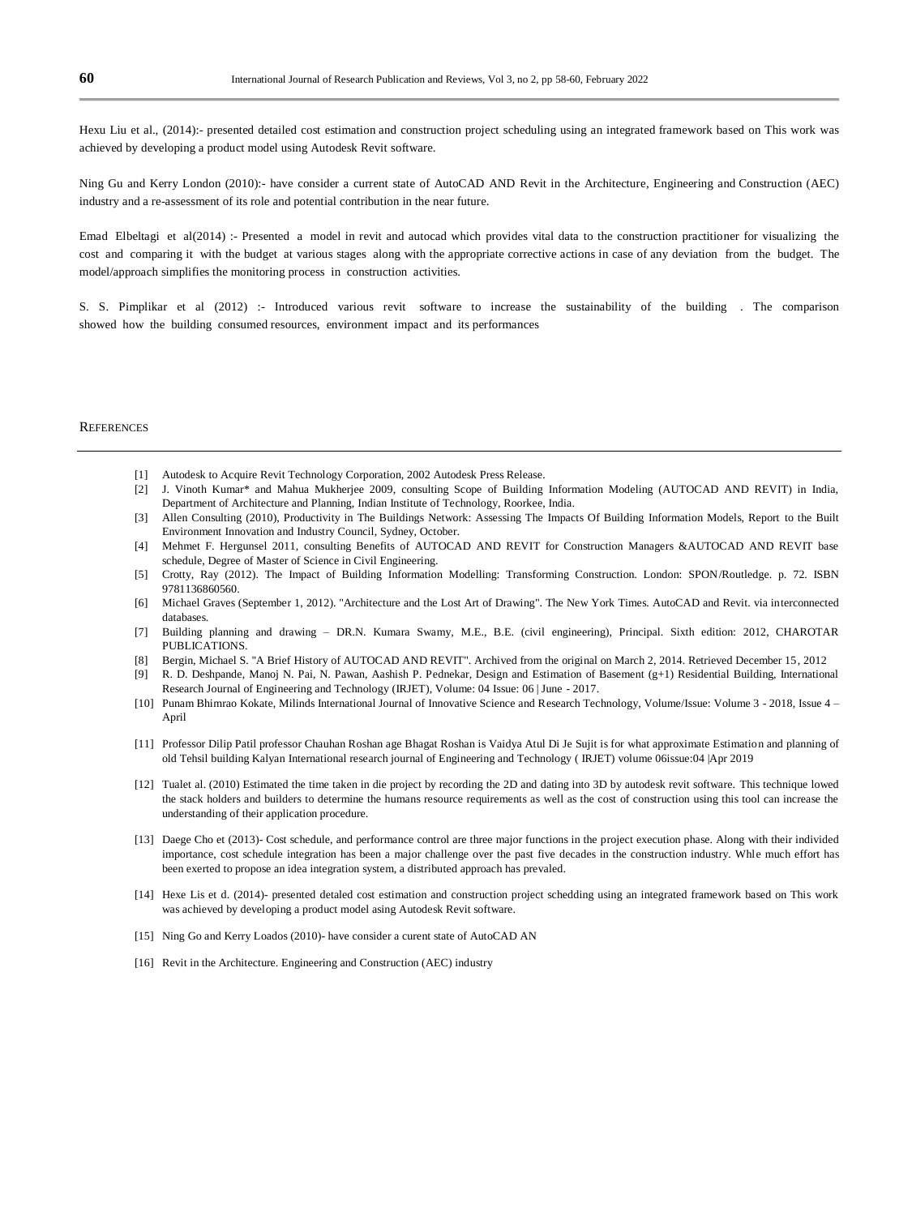Hexu Liu et al., (2014):- presented detailed cost estimation and construction project scheduling using an integrated framework based on This work was achieved by developing a product model using Autodesk Revit software.

Ning Gu and Kerry London (2010):- have consider a current state of AutoCAD AND Revit in the Architecture, Engineering and Construction (AEC) industry and a re-assessment of its role and potential contribution in the near future.

Emad Elbeltagi et al(2014) :- Presented a model in revit and autocad which provides vital data to the construction practitioner for visualizing the cost and comparing it with the budget at various stages along with the appropriate corrective actions in case of any deviation from the budget. The model/approach simplifies the monitoring process in construction activities.

S. S. Pimplikar et al (2012) :- Introduced various revit software to increase the sustainability of the building . The comparison showed how the building consumed resources, environment impact and its performances

## References

[1] Autodesk to Acquire Revit Technology Corporation, 2002 Autodesk Press Release.

[2] J. Vinoth Kumar* and Mahua Mukherjee 2009, consulting Scope of Building Information Modeling (AUTOCAD AND REVIT) in India, Department of Architecture and Planning, Indian Institute of Technology, Roorkee, India.

[3] Allen Consulting (2010), Productivity in The Buildings Network: Assessing The Impacts Of Building Information Models, Report to the Built Environment Innovation and Industry Council, Sydney, October.

[4] Mehmet F. Hergunsel 2011, consulting Benefits of AUTOCAD AND REVIT for Construction Managers &AUTOCAD AND REVIT base schedule, Degree of Master of Science in Civil Engineering.

[5] Crotty, Ray (2012). The Impact of Building Information Modelling: Transforming Construction. London: SPON/Routledge. p. 72. ISBN 9781136860560.

[6] Michael Graves (September 1, 2012). "Architecture and the Lost Art of Drawing". The New York Times. AutoCAD and Revit. via interconnected databases.

[7] Building planning and drawing – DR.N. Kumara Swamy, M.E., B.E. (civil engineering), Principal. Sixth edition: 2012, CHAROTAR PUBLICATIONS.

[8] Bergin, Michael S. "A Brief History of AUTOCAD AND REVIT". Archived from the original on March 2, 2014. Retrieved December 15, 2012

[9] R. D. Deshpande, Manoj N. Pai, N. Pawan, Aashish P. Pednekar, Design and Estimation of Basement (g+1) Residential Building, International Research Journal of Engineering and Technology (IRJET), Volume: 04 Issue: 06 | June - 2017.

[10] Punam Bhimrao Kokate, Milinds International Journal of Innovative Science and Research Technology, Volume/Issue: Volume 3 - 2018, Issue 4 – April

[11] Professor Dilip Patil professor Chauhan Roshan age Bhagat Roshan is Vaidya Atul Di Je Sujit is for what approximate Estimation and planning of old Tehsil building Kalyan International research journal of Engineering and Technology ( IRJET) volume 06issue:04 |Apr 2019

[12] Tualet al. (2010) Estimated the time taken in die project by recording the 2D and dating into 3D by autodesk revit software. This technique lowed the stack holders and builders to determine the humans resource requirements as well as the cost of construction using this tool can increase the understanding of their application procedure.

[13] Daege Cho et (2013)- Cost schedule, and performance control are three major functions in the project execution phase. Along with their individed importance, cost schedule integration has been a major challenge over the past five decades in the construction industry. Whle much effort has been exerted to propose an idea integration system, a distributed approach has prevaled.

[14] Hexe Lis et d. (2014)- presented detaled cost estimation and construction project schedding using an integrated framework based on This work was achieved by developing a product model asing Autodesk Revit software.

[15] Ning Go and Kerry Loados (2010)- have consider a curent state of AutoCAD AN

[16] Revit in the Architecture. Engineering and Construction (AEC) industry